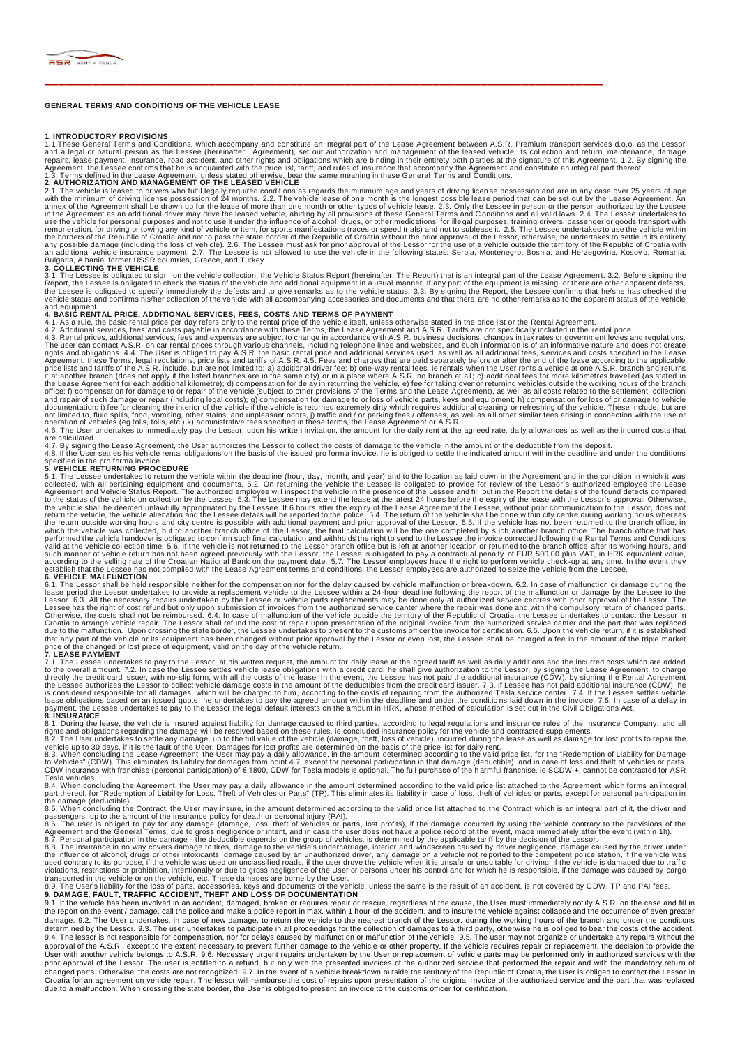# GENERAL TERMS AND CONDITIONS OF THE VEHICLE LEASE

## 1. INTRODUCTORY PROVISIONS

1.1.These General Terms and Conditions, which accompany and constitute an integral part of the Lease Agreement between A.S.R. Premium transport services d.o.o. as the Lessor and a legal or natural person as the Lessee (hereinafter: Agreement), set out authorization and management of the leased vehicle, its collection and return, maintenance, damage repairs, lease payment, insurance, road accident, and other rights and obligations which are binding in their entirety both parties at the signature of this Agreement. 1.2. By signing the Agreement, the Lessee confirms that he is acquainted with the price list, tariff, and rules of insurance that accompany the Agreement and constitute an integral part thereof.
1.3. Terms defined in the Lease Agreement, unless stated otherwise, bear the same meaning in these General Terms and Conditions.

## 2. AUTHORIZATION AND MANAGEMENT OF THE LEASED VEHICLE

2.1. The vehicle is leased to drivers who fulfil legally required conditions as regards the minimum age and years of driving license possession and are in any case over 25 years of age with the minimum of driving license possession of 24 months. 2.2. The vehicle lease of one month is the longest possible lease period that can be set out by the Lease Agreement. An annex of the Agreement shall be drawn up for the lease of more than one month or other types of vehicle lease. 2.3. Only the Lessee in person or the person authorized by the Lessee in the Agreement as an additional driver may drive the leased vehicle, abiding by all provisions of these General Terms and Conditions and all valid laws. 2.4. The Lessee undertakes to use the vehicle for personal purposes and not to use it under the influence of alcohol, drugs, or other medications, for illegal purposes, training drivers, passenger or goods transport with remuneration, for driving or towing any kind of vehicle or item, for sports manifestations (races or speed trials) and not to sublease it. 2.5. The Lessee undertakes to use the vehicle within the borders of the Republic of Croatia and not to pass the state border of the Republic of Croatia without the prior approval of the Lessor, otherwise, he undertakes to settle in its entirety any possible damage (including the loss of vehicle). 2.6. The Lessee must ask for prior approval of the Lessor for the use of a vehicle outside the territory of the Republic of Croatia with an additional vehicle insurance payment. 2.7. The Lessee is not allowed to use the vehicle in the following states: Serbia, Montenegro, Bosnia, and Herzegovina, Kosovo, Romania, Bulgaria, Albania, former USSR countries, Greece, and Turkey.

## 3. COLLECTING THE VEHICLE

3.1. The Lessee is obligated to sign, on the vehicle collection, the Vehicle Status Report (hereinafter: The Report) that is an integral part of the Lease Agreement. 3.2. Before signing the Report, the Lessee is obligated to check the status of the vehicle and additional equipment in a usual manner. If any part of the equipment is missing, or there are other apparent defects, the Lessee is obligated to specify immediately the defects and to give remarks as to the vehicle status. 3.3. By signing the Report, the Lessee confirms that he/she has checked the vehicle status and confirms his/her collection of the vehicle with all accompanying accessories and documents and that there are no other remarks as to the apparent status of the vehicle and equipment.

## 4. BASIC RENTAL PRICE, ADDITIONAL SERVICES, FEES, COSTS AND TERMS OF PAYMENT

4.1. As a rule, the basic rental price per day refers only to the rental price of the vehicle itself, unless otherwise stated in the price list or the Rental Agreement.
4.2. Additional services, fees and costs payable in accordance with these Terms, the Lease Agreement and A.S.R. Tariffs are not specifically included in the rental price.
4.3. Rental prices, additional services, fees and expenses are subject to change in accordance with A.S.R. business decisions, changes in tax rates or government levies and regulations. The user can contact A.S.R. on car rental prices through various channels, including telephone lines and websites, and such information is of an informative nature and does not create rights and obligations. 4.4. The User is obliged to pay A.S.R. the basic rental price and additional services used, as well as all additional fees, services and costs specified in the Lease Agreement, these Terms, legal regulations, price lists and tariffs of A.S.R. 4.5. Fees and charges that are paid separately before or after the end of the lease according to the applicable price lists and tariffs of the A.S.R. include, but are not limited to: a) additional driver fee; b) one-way rental fees, ie rentals when the User rents a vehicle at one A.S.R. branch and returns it at another branch (does not apply if the listed branches are in the same city) or in a place where A.S.R. no branch at all; c) additional fees for more kilometres travelled (as stated in the Lease Agreement for each additional kilometre); d) compensation for delay in returning the vehicle, e) fee for taking over or returning vehicles outside the working hours of the branch office; f) compensation for damage to or repair of the vehicle (subject to other provisions of the Terms and the Lease Agreement), as well as all costs related to the settlement, collection and repair of such damage or repair (including legal costs); g) compensation for damage to or loss of vehicle parts, keys and equipment; h) compensation for loss of or damage to vehicle documentation; i) fee for cleaning the interior of the vehicle if the vehicle is returned extremely dirty which requires additional cleaning or refreshing of the vehicle. These include, but are not limited to, fluid spills, food, vomiting, other stains, and unpleasant odors, j) traffic and / or parking fees / offenses, as well as all other similar fees arising in connection with the use or operation of vehicles (eg tolls, tolls, etc.) k) administrative fees specified in these terms, the Lease Agreement or A.S.R.
4.6. The User undertakes to immediately pay the Lessor, upon his written invitation, the amount for the daily rent at the agreed rate, daily allowances as well as the incurred costs that are calculated.
4.7. By signing the Lease Agreement, the User authorizes the Lessor to collect the costs of damage to the vehicle in the amount of the deductible from the deposit.
4.8. If the User settles his vehicle rental obligations on the basis of the issued pro forma invoice, he is obliged to settle the indicated amount within the deadline and under the conditions specified in the pro forma invoice.

## 5. VEHICLE RETURNING PROCEDURE

5.1. The Lessee undertakes to return the vehicle within the deadline (hour, day, month, and year) and to the location as laid down in the Agreement and in the condition in which it was collected, with all pertaining equipment and documents. 5.2. On returning the vehicle the Lessee is obligated to provide for review of the Lessor's authorized employee the Lease Agreement and Vehicle Status Report. The authorized employee will inspect the vehicle in the presence of the Lessee and fill out in the Report the details of the found defects compared to the status of the vehicle on collection by the Lessee. 5.3. The Lessee may extend the lease at the latest 24 hours before the expiry of the lease with the Lessor's approval. Otherwise, the vehicle shall be deemed unlawfully appropriated by the Lessee. If 6 hours after the expiry of the Lease Agreement the Lessee, without prior communication to the Lessor, does not return the vehicle, the vehicle alienation and the Lessee details will be reported to the police. 5.4. The return of the vehicle shall be done within city centre during working hours whereas the return outside working hours and city centre is possible with additional payment and prior approval of the Lessor. 5.5. If the vehicle has not been returned to the branch office, in which the vehicle was collected, but to another branch office of the Lessor, the final calculation will be the one completed by such another branch office. The branch office that has performed the vehicle handover is obligated to confirm such final calculation and withholds the right to send to the Lessee the invoice corrected following the Rental Terms and Conditions valid at the vehicle collection time. 5.6. If the vehicle is not returned to the Lessor branch office but is left at another location or returned to the branch office after its working hours, and such manner of vehicle return has not been agreed previously with the Lessor, the Lessee is obligated to pay a contractual penalty of EUR 500.00 plus VAT, in HRK equivalent value, according to the selling rate of the Croatian National Bank on the payment date. 5.7. The Lessor employees have the right to perform vehicle check-up at any time. In the event they establish that the Lessee has not complied with the Lease Agreement terms and conditions, the Lessor employees are authorized to seize the vehicle from the Lessee.

## 6. VEHICLE MALFUNCTION

6.1. The Lessor shall be held responsible neither for the compensation nor for the delay caused by vehicle malfunction or breakdown. 6.2. In case of malfunction or damage during the lease period the Lessor undertakes to provide a replacement vehicle to the Lessee within a 24-hour deadline following the report of the malfunction or damage by the Lessee to the Lessor. 6.3. All the necessary repairs undertaken by the Lessee or vehicle parts replacements may be done only at authorized service centres with prior approval of the Lessor. The Lessee has the right of cost refund but only upon submission of invoices from the authorized service canter where the repair was done and with the compulsory return of changed parts. Otherwise, the costs shall not be reimbursed. 6.4. In case of malfunction of the vehicle outside the territory of the Republic of Croatia, the Lessee undertakes to contact the Lessor in Croatia to arrange vehicle repair. The Lessor shall refund the cost of repair upon presentation of the original invoice from the authorized service canter and the part that was replaced due to the malfunction. Upon crossing the state border, the Lessee undertakes to present to the customs officer the invoice for certification. 6.5. Upon the vehicle return, if it is established that any part of the vehicle or its equipment has been changed without prior approval by the Lessor or even lost, the Lessee shall be charged a fee in the amount of the triple market price of the changed or lost piece of equipment, valid on the day of the vehicle return.

## 7. LEASE PAYMENT

7.1. The Lessee undertakes to pay to the Lessor, at his written request, the amount for daily lease at the agreed tariff as well as daily additions and the incurred costs which are added to the overall amount. 7.2. In case the Lessee settles vehicle lease obligations with a credit card, he shall give authorization to the Lessor, by signing the Lease Agreement, to charge directly the credit card issuer, with no-slip form, with all the costs of the lease. In the event, the Lessee has not paid the additional insurance (CDW), by signing the Rental Agreement the Lessee authorizes the Lessor to collect vehicle damage costs in the amount of the deductibles from the credit card issuer. 7.3. If Lessee has not paid additional insurance (CDW), he is considered responsible for all damages, which will be charged to him, according to the costs of repairing from the authorized Tesla service center. 7.4. If the Lessee settles vehicle lease obligations based on an issued quote, he undertakes to pay the agreed amount within the deadline and under the conditions laid down in the invoice. 7.5. In case of a delay in payment, the Lessee undertakes to pay to the Lessor the legal default interests on the amount in HRK, whose method of calculation is set out in the Civil Obligations Act.

## 8. INSURANCE

8.1. During the lease, the vehicle is insured against liability for damage caused to third parties, according to legal regulations and insurance rules of the Insurance Company, and all rights and obligations regarding the damage will be resolved based on these rules, ie concluded insurance policy for the vehicle and contracted supplements.
8.2. The User undertakes to settle any damage, up to the full value of the vehicle (damage, theft, loss of vehicle), incurred during the lease as well as damage for lost profits to repair the vehicle up to 30 days, if it is the fault of the User. Damages for lost profits are determined on the basis of the price list for daily rent.
8.3. When concluding the Lease Agreement, the User may pay a daily allowance, in the amount determined according to the valid price list, for the "Redemption of Liability for Damage to Vehicles" (CDW). This eliminates its liability for damages from point 4.7. except for personal participation in that damage (deductible), and in case of loss and theft of vehicles or parts. CDW insurance with franchise (personal participation) of € 1800, CDW for Tesla models is optional. The full purchase of the harmful franchise, ie SCDW +, cannot be contracted for ASR Tesla vehicles.
8.4. When concluding the Agreement, the User may pay a daily allowance in the amount determined according to the valid price list attached to the Agreement which forms an integral part thereof, for "Redemption of Liability for Loss, Theft of Vehicles or Parts" (TP). This eliminates its liability in case of loss, theft of vehicles or parts, except for personal participation in the damage (deductible).
8.5. When concluding the Contract, the User may insure, in the amount determined according to the valid price list attached to the Contract which is an integral part of it, the driver and passengers, up to the amount of the insurance policy for death or personal injury (PAI).
8.6. The user is obliged to pay for any damage (damage, loss, theft of vehicles or parts, lost profits), if the damage occurred by using the vehicle contrary to the provisions of the Agreement and the General Terms, due to gross negligence or intent, and in case the user does not have a police record of the event, made immediately after the event (within 1h).
8.7. Personal participation in the damage - the deductible depends on the group of vehicles, is determined by the applicable tariff by the decision of the Lessor.
8.8. The insurance in no way covers damage to tires, damage to the vehicle's undercarriage, interior and windscreen caused by driver negligence, damage caused by the driver under the influence of alcohol, drugs or other intoxicants, damage caused by an unauthorized driver, any damage on a vehicle not reported to the competent police station, if the vehicle was used contrary to its purpose, if the vehicle was used on unclassified roads, if the user drove the vehicle when it is unsafe or unsuitable for driving, if the vehicle is damaged due to traffic violations, restrictions or prohibition, intentionally or due to gross negligence of the User or persons under his control and for which he is responsible, if the damage was caused by cargo transported in the vehicle or on the vehicle, etc. These damages are borne by the User.
8.9. The User's liability for the loss of parts, accessories, keys and documents of the vehicle, unless the same is the result of an accident, is not covered by CDW, TP and PAI fees.

## 9. DAMAGE, FAULT, TRAFFIC ACCIDENT, THEFT AND LOSS OF DOCUMENTATION

9.1. If the vehicle has been involved in an accident, damaged, broken or requires repair or rescue, regardless of the cause, the User must immediately notify A.S.R. on the case and fill in the report on the event / damage, call the police and make a police report in max. within 1 hour of the accident, and to insure the vehicle against collapse and the occurrence of even greater damage. 9.2. The User undertakes, in case of new damage, to return the vehicle to the nearest branch of the Lessor, during the working hours of the branch and under the conditions determined by the Lessor. 9.3. The user undertakes to participate in all proceedings for the collection of damages to a third party, otherwise he is obliged to bear the costs of the accident. 9.4. The lessor is not responsible for compensation, nor for delays caused by malfunction or malfunction of the vehicle. 9.5. The User may not organize or undertake any repairs without the approval of the A.S.R., except to the extent necessary to prevent further damage to the vehicle or other property. If the vehicle requires repair or replacement, the decision to provide the User with another vehicle belongs to A.S.R. 9.6. Necessary urgent repairs undertaken by the User or replacement of vehicle parts may be performed only in authorized services with the prior approval of the Lessor. The user is entitled to a refund, but only with the presented invoices of the authorized service that performed the repair and with the mandatory return of changed parts. Otherwise, the costs are not recognized. 9.7. In the event of a vehicle breakdown outside the territory of the Republic of Croatia, the User is obliged to contact the Lessor in Croatia for an agreement on vehicle repair. The lessor will reimburse the cost of repairs upon presentation of the original invoice of the authorized service and the part that was replaced due to a malfunction. When crossing the state border, the User is obliged to present an invoice to the customs officer for certification.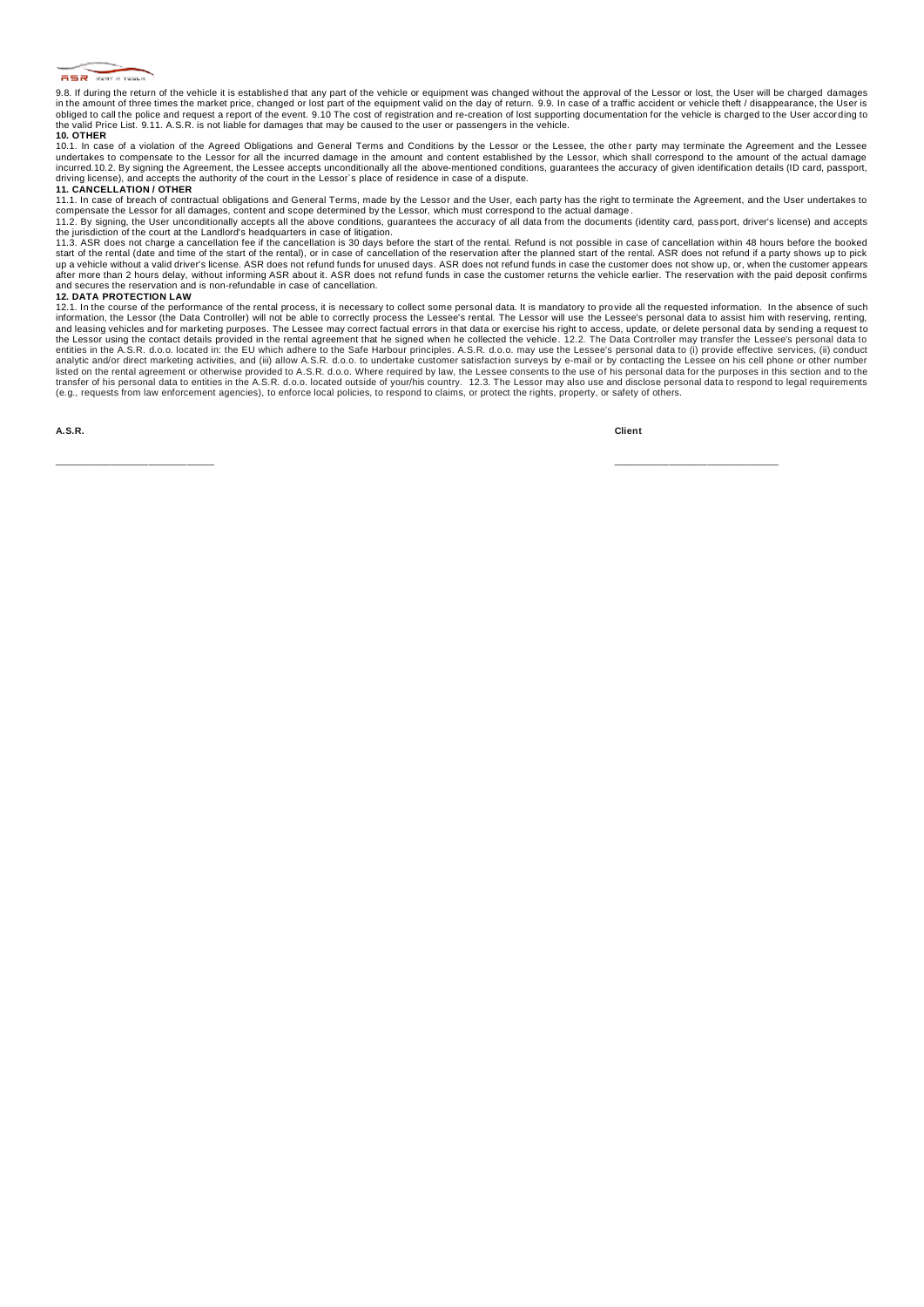9.8. If during the return of the vehicle it is established that any part of the vehicle or equipment was changed without the approval of the Lessor or lost, the User will be charged damages in the amount of three times the market price, changed or lost part of the equipment valid on the day of return. 9.9. In case of a traffic accident or vehicle theft / disappearance, the User is obliged to call the police and request a report of the event. 9.10 The cost of registration and re-creation of lost supporting documentation for the vehicle is charged to the User according to the valid Price List. 9.11. A.S.R. is not liable for damages that may be caused to the user or passengers in the vehicle.

**10. OTHER**

10.1. In case of a violation of the Agreed Obligations and General Terms and Conditions by the Lessor or the Lessee, the other party may terminate the Agreement and the Lessee undertakes to compensate to the Lessor for all the incurred damage in the amount and content established by the Lessor, which shall correspond to the amount of the actual damage incurred.10.2. By signing the Agreement, the Lessee accepts unconditionally all the above-mentioned conditions, guarantees the accuracy of given identification details (ID card, passport, driving license), and accepts the authority of the court in the Lessor`s place of residence in case of a dispute.

**11. CANCELLATION / OTHER**

11.1. In case of breach of contractual obligations and General Terms, made by the Lessor and the User, each party has the right to terminate the Agreement, and the User undertakes to compensate the Lessor for all damages, content and scope determined by the Lessor, which must correspond to the actual damage.

11.2. By signing, the User unconditionally accepts all the above conditions, guarantees the accuracy of all data from the documents (identity card, passport, driver's license) and accepts the jurisdiction of the court at the Landlord's headquarters in case of litigation.

11.3. ASR does not charge a cancellation fee if the cancellation is 30 days before the start of the rental. Refund is not possible in case of cancellation within 48 hours before the booked start of the rental (date and time of the start of the rental), or in case of cancellation of the reservation after the planned start of the rental. ASR does not refund if a party shows up to pick up a vehicle without a valid driver's license. ASR does not refund funds for unused days. ASR does not refund funds in case the customer does not show up, or, when the customer appears after more than 2 hours delay, without informing ASR about it. ASR does not refund funds in case the customer returns the vehicle earlier. The reservation with the paid deposit confirms and secures the reservation and is non-refundable in case of cancellation.

**12. DATA PROTECTION LAW**

12.1. In the course of the performance of the rental process, it is necessary to collect some personal data. It is mandatory to provide all the requested information. In the absence of such information, the Lessor (the Data Controller) will not be able to correctly process the Lessee's rental. The Lessor will use the Lessee's personal data to assist him with reserving, renting, and leasing vehicles and for marketing purposes. The Lessee may correct factual errors in that data or exercise his right to access, update, or delete personal data by sending a request to the Lessor using the contact details provided in the rental agreement that he signed when he collected the vehicle. 12.2. The Data Controller may transfer the Lessee's personal data to entities in the A.S.R. d.o.o. located in: the EU which adhere to the Safe Harbour principles. A.S.R. d.o.o. may use the Lessee's personal data to (i) provide effective services, (ii) conduct analytic and/or direct marketing activities, and (iii) allow A.S.R. d.o.o. to undertake customer satisfaction surveys by e-mail or by contacting the Lessee on his cell phone or other number listed on the rental agreement or otherwise provided to A.S.R. d.o.o. Where required by law, the Lessee consents to the use of his personal data for the purposes in this section and to the transfer of his personal data to entities in the A.S.R. d.o.o. located outside of your/his country. 12.3. The Lessor may also use and disclose personal data to respond to legal requirements (e.g., requests from law enforcement agencies), to enforce local policies, to respond to claims, or protect the rights, property, or safety of others.

**A.S.R.** **Client**

_____________________________ _____________________________